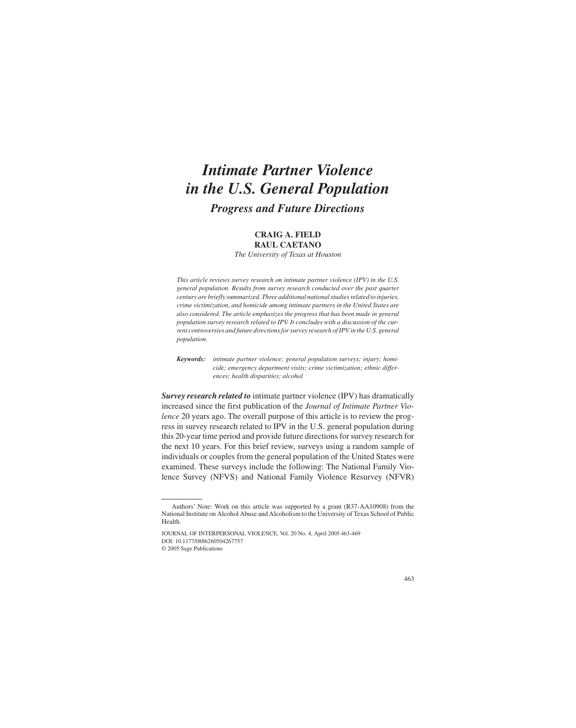# *Intimate Partner Violence in the U.S. General Population*

## *Progress and Future Directions*

**CRAIG A. FIELD**
**RAUL CAETANO**
*The University of Texas at Houston*

*This article reviews survey research on intimate partner violence (IPV) in the U.S. general population. Results from survey research conducted over the past quarter century are briefly summarized. Three additional national studies related to injuries, crime victimization, and homicide among intimate partners in the United States are also considered. The article emphasizes the progress that has been made in general population survey research related to IPV. It concludes with a discussion of the current controversies and future directions for survey research of IPV in the U.S. general population.*

***Keywords:*** *intimate partner violence; general population surveys; injury; homicide; emergency department visits; crime victimization; ethnic differences; health disparities; alcohol*

***Survey research related to*** intimate partner violence (IPV) has dramatically increased since the first publication of the *Journal of Intimate Partner Violence* 20 years ago. The overall purpose of this article is to review the progress in survey research related to IPV in the U.S. general population during this 20-year time period and provide future directions for survey research for the next 10 years. For this brief review, surveys using a random sample of individuals or couples from the general population of the United States were examined. These surveys include the following: The National Family Violence Survey (NFVS) and National Family Violence Resurvey (NFVR)

---

Authors' Note: Work on this article was supported by a grant (R37-AA10908) from the National Institute on Alcohol Abuse and Alcoholism to the University of Texas School of Public Health.

JOURNAL OF INTERPERSONAL VIOLENCE, Vol. 20 No. 4, April 2005 463-469
DOI: 10.1177/0886260504267757
© 2005 Sage Publications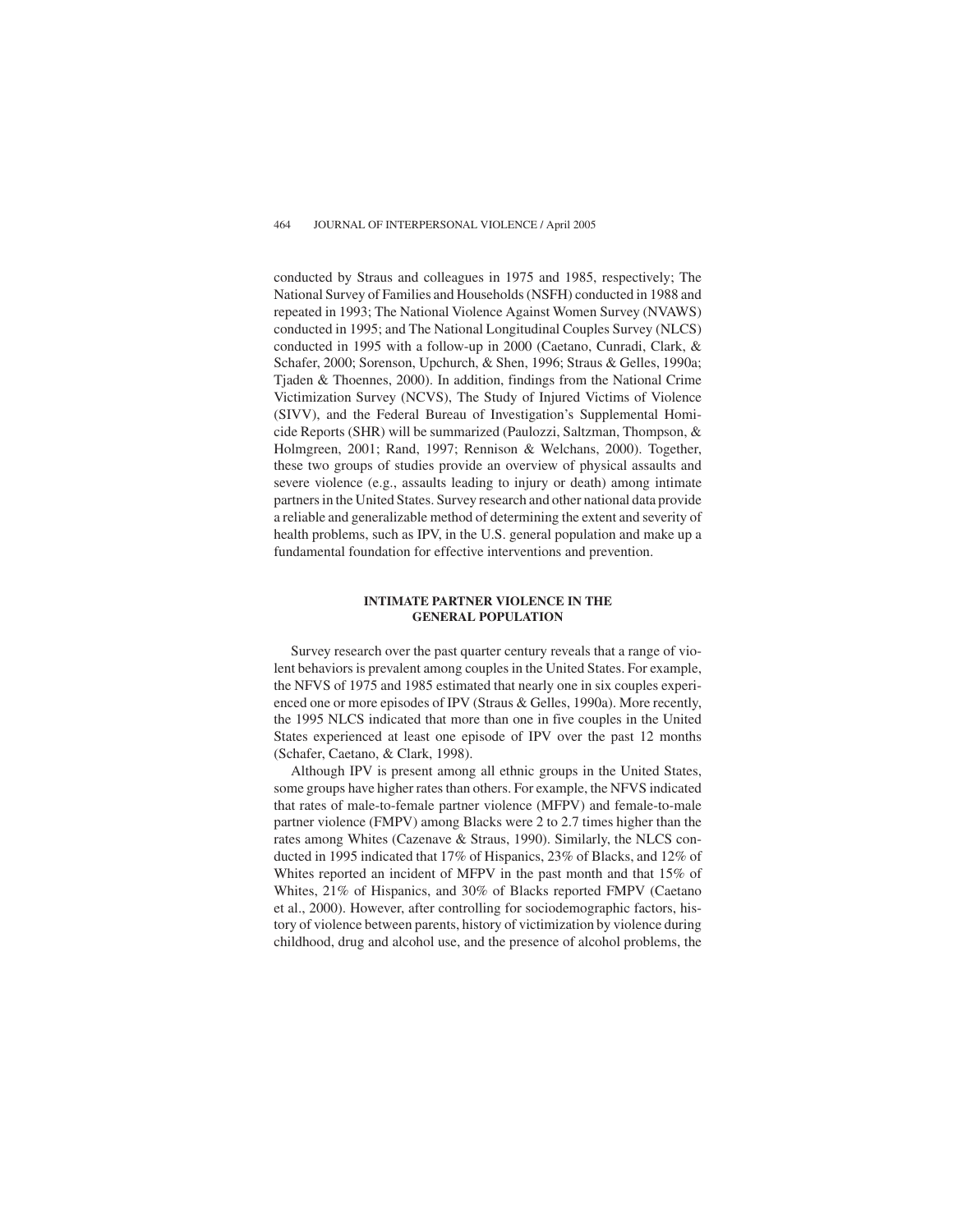conducted by Straus and colleagues in 1975 and 1985, respectively; The National Survey of Families and Households (NSFH) conducted in 1988 and repeated in 1993; The National Violence Against Women Survey (NVAWS) conducted in 1995; and The National Longitudinal Couples Survey (NLCS) conducted in 1995 with a follow-up in 2000 (Caetano, Cunradi, Clark, & Schafer, 2000; Sorenson, Upchurch, & Shen, 1996; Straus & Gelles, 1990a; Tjaden & Thoennes, 2000). In addition, findings from the National Crime Victimization Survey (NCVS), The Study of Injured Victims of Violence (SIVV), and the Federal Bureau of Investigation's Supplemental Homicide Reports (SHR) will be summarized (Paulozzi, Saltzman, Thompson, & Holmgreen, 2001; Rand, 1997; Rennison & Welchans, 2000). Together, these two groups of studies provide an overview of physical assaults and severe violence (e.g., assaults leading to injury or death) among intimate partners in the United States. Survey research and other national data provide a reliable and generalizable method of determining the extent and severity of health problems, such as IPV, in the U.S. general population and make up a fundamental foundation for effective interventions and prevention.

## INTIMATE PARTNER VIOLENCE IN THE GENERAL POPULATION

Survey research over the past quarter century reveals that a range of violent behaviors is prevalent among couples in the United States. For example, the NFVS of 1975 and 1985 estimated that nearly one in six couples experienced one or more episodes of IPV (Straus & Gelles, 1990a). More recently, the 1995 NLCS indicated that more than one in five couples in the United States experienced at least one episode of IPV over the past 12 months (Schafer, Caetano, & Clark, 1998).

Although IPV is present among all ethnic groups in the United States, some groups have higher rates than others. For example, the NFVS indicated that rates of male-to-female partner violence (MFPV) and female-to-male partner violence (FMPV) among Blacks were 2 to 2.7 times higher than the rates among Whites (Cazenave & Straus, 1990). Similarly, the NLCS conducted in 1995 indicated that 17% of Hispanics, 23% of Blacks, and 12% of Whites reported an incident of MFPV in the past month and that 15% of Whites, 21% of Hispanics, and 30% of Blacks reported FMPV (Caetano et al., 2000). However, after controlling for sociodemographic factors, history of violence between parents, history of victimization by violence during childhood, drug and alcohol use, and the presence of alcohol problems, the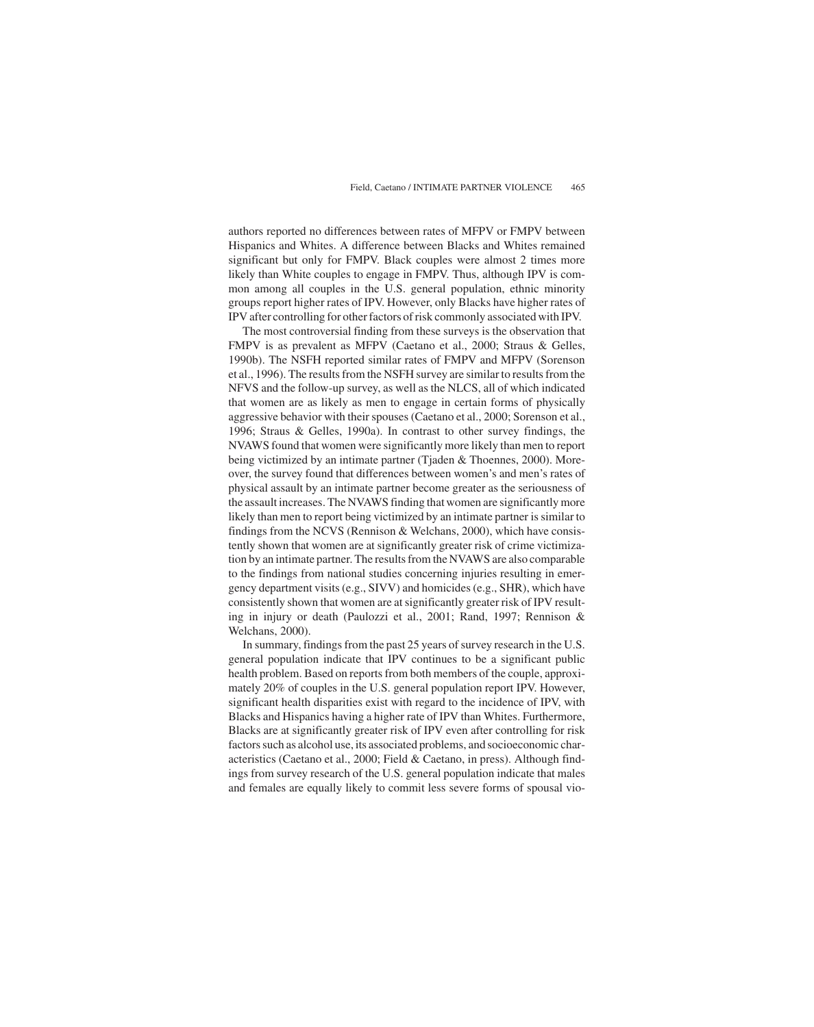authors reported no differences between rates of MFPV or FMPV between Hispanics and Whites. A difference between Blacks and Whites remained significant but only for FMPV. Black couples were almost 2 times more likely than White couples to engage in FMPV. Thus, although IPV is common among all couples in the U.S. general population, ethnic minority groups report higher rates of IPV. However, only Blacks have higher rates of IPV after controlling for other factors of risk commonly associated with IPV.

The most controversial finding from these surveys is the observation that FMPV is as prevalent as MFPV (Caetano et al., 2000; Straus & Gelles, 1990b). The NSFH reported similar rates of FMPV and MFPV (Sorenson et al., 1996). The results from the NSFH survey are similar to results from the NFVS and the follow-up survey, as well as the NLCS, all of which indicated that women are as likely as men to engage in certain forms of physically aggressive behavior with their spouses (Caetano et al., 2000; Sorenson et al., 1996; Straus & Gelles, 1990a). In contrast to other survey findings, the NVAWS found that women were significantly more likely than men to report being victimized by an intimate partner (Tjaden & Thoennes, 2000). Moreover, the survey found that differences between women's and men's rates of physical assault by an intimate partner become greater as the seriousness of the assault increases. The NVAWS finding that women are significantly more likely than men to report being victimized by an intimate partner is similar to findings from the NCVS (Rennison & Welchans, 2000), which have consistently shown that women are at significantly greater risk of crime victimization by an intimate partner. The results from the NVAWS are also comparable to the findings from national studies concerning injuries resulting in emergency department visits (e.g., SIVV) and homicides (e.g., SHR), which have consistently shown that women are at significantly greater risk of IPV resulting in injury or death (Paulozzi et al., 2001; Rand, 1997; Rennison & Welchans, 2000).

In summary, findings from the past 25 years of survey research in the U.S. general population indicate that IPV continues to be a significant public health problem. Based on reports from both members of the couple, approximately 20% of couples in the U.S. general population report IPV. However, significant health disparities exist with regard to the incidence of IPV, with Blacks and Hispanics having a higher rate of IPV than Whites. Furthermore, Blacks are at significantly greater risk of IPV even after controlling for risk factors such as alcohol use, its associated problems, and socioeconomic characteristics (Caetano et al., 2000; Field & Caetano, in press). Although findings from survey research of the U.S. general population indicate that males and females are equally likely to commit less severe forms of spousal vio-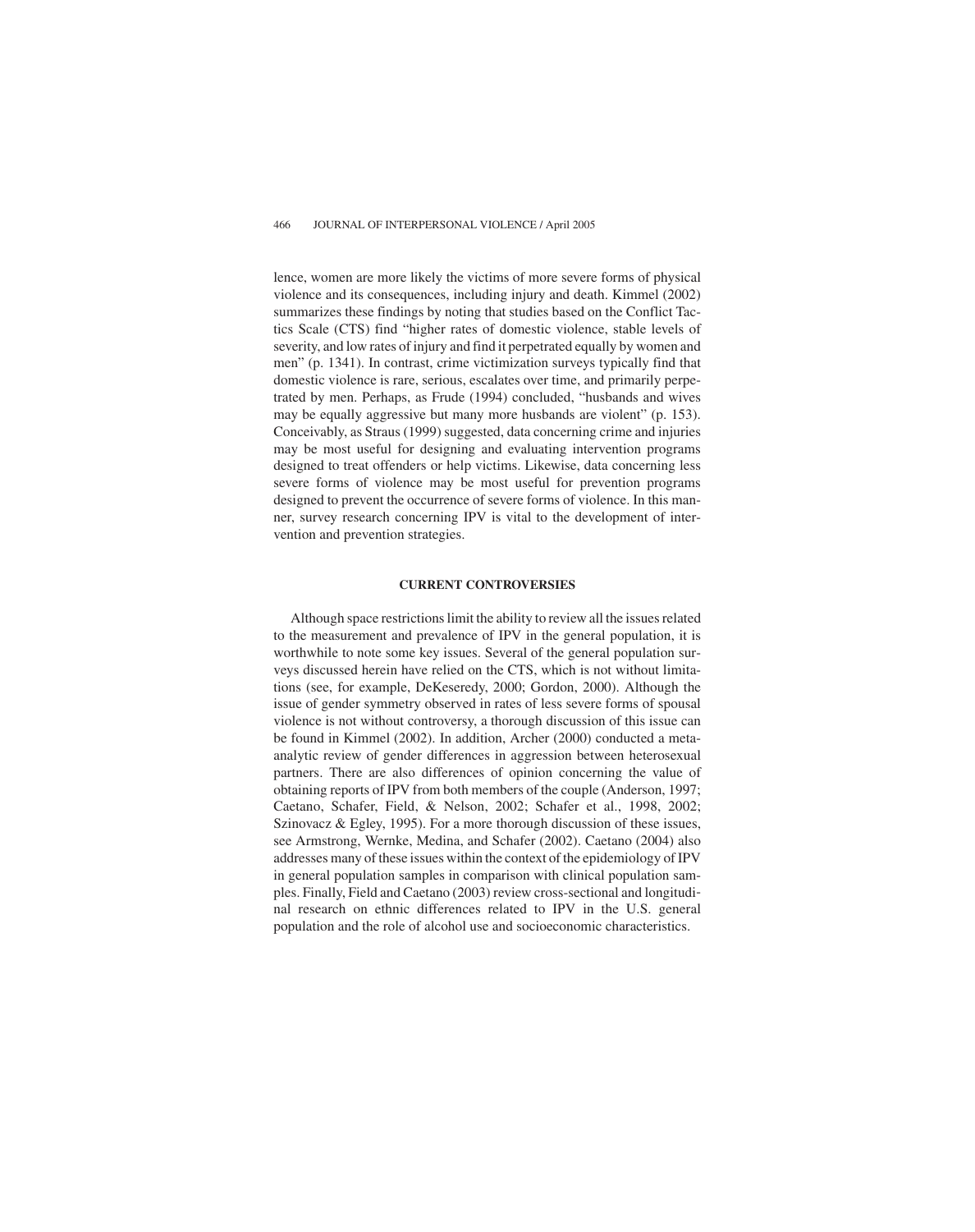lence, women are more likely the victims of more severe forms of physical violence and its consequences, including injury and death. Kimmel (2002) summarizes these findings by noting that studies based on the Conflict Tactics Scale (CTS) find "higher rates of domestic violence, stable levels of severity, and low rates of injury and find it perpetrated equally by women and men" (p. 1341). In contrast, crime victimization surveys typically find that domestic violence is rare, serious, escalates over time, and primarily perpetrated by men. Perhaps, as Frude (1994) concluded, "husbands and wives may be equally aggressive but many more husbands are violent" (p. 153). Conceivably, as Straus (1999) suggested, data concerning crime and injuries may be most useful for designing and evaluating intervention programs designed to treat offenders or help victims. Likewise, data concerning less severe forms of violence may be most useful for prevention programs designed to prevent the occurrence of severe forms of violence. In this manner, survey research concerning IPV is vital to the development of intervention and prevention strategies.

## CURRENT CONTROVERSIES

Although space restrictions limit the ability to review all the issues related to the measurement and prevalence of IPV in the general population, it is worthwhile to note some key issues. Several of the general population surveys discussed herein have relied on the CTS, which is not without limitations (see, for example, DeKeseredy, 2000; Gordon, 2000). Although the issue of gender symmetry observed in rates of less severe forms of spousal violence is not without controversy, a thorough discussion of this issue can be found in Kimmel (2002). In addition, Archer (2000) conducted a meta-analytic review of gender differences in aggression between heterosexual partners. There are also differences of opinion concerning the value of obtaining reports of IPV from both members of the couple (Anderson, 1997; Caetano, Schafer, Field, & Nelson, 2002; Schafer et al., 1998, 2002; Szinovacz & Egley, 1995). For a more thorough discussion of these issues, see Armstrong, Wernke, Medina, and Schafer (2002). Caetano (2004) also addresses many of these issues within the context of the epidemiology of IPV in general population samples in comparison with clinical population samples. Finally, Field and Caetano (2003) review cross-sectional and longitudinal research on ethnic differences related to IPV in the U.S. general population and the role of alcohol use and socioeconomic characteristics.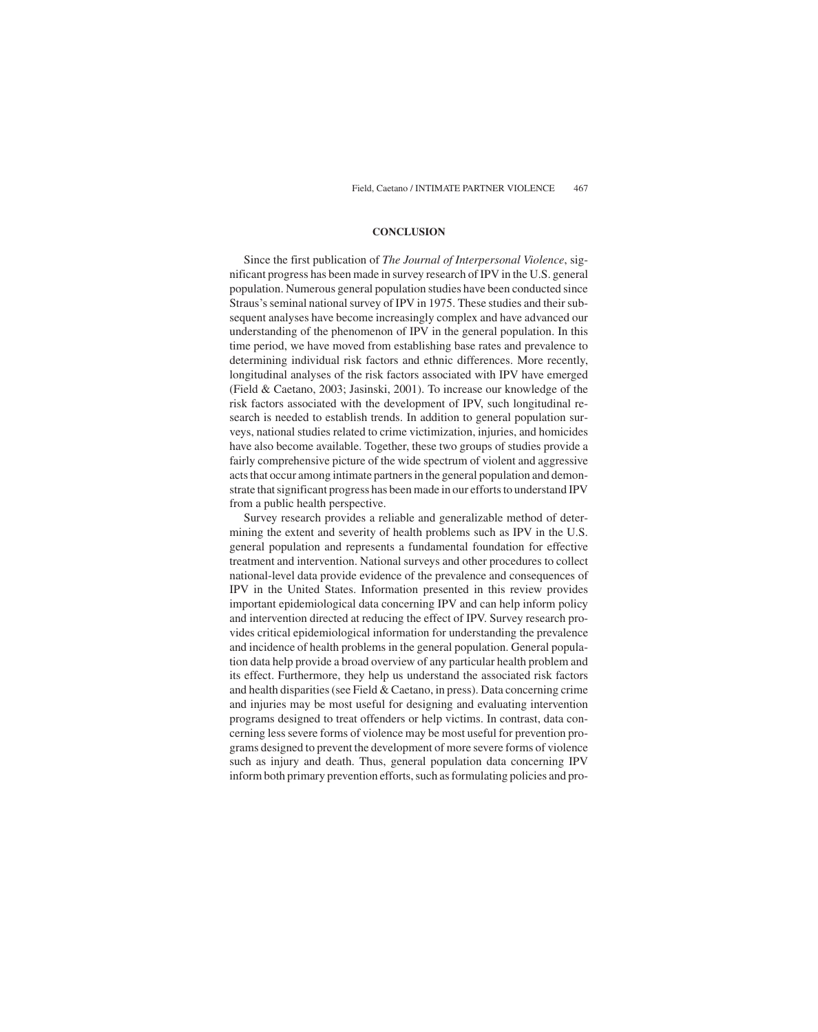## CONCLUSION

Since the first publication of *The Journal of Interpersonal Violence*, significant progress has been made in survey research of IPV in the U.S. general population. Numerous general population studies have been conducted since Straus's seminal national survey of IPV in 1975. These studies and their subsequent analyses have become increasingly complex and have advanced our understanding of the phenomenon of IPV in the general population. In this time period, we have moved from establishing base rates and prevalence to determining individual risk factors and ethnic differences. More recently, longitudinal analyses of the risk factors associated with IPV have emerged (Field & Caetano, 2003; Jasinski, 2001). To increase our knowledge of the risk factors associated with the development of IPV, such longitudinal research is needed to establish trends. In addition to general population surveys, national studies related to crime victimization, injuries, and homicides have also become available. Together, these two groups of studies provide a fairly comprehensive picture of the wide spectrum of violent and aggressive acts that occur among intimate partners in the general population and demonstrate that significant progress has been made in our efforts to understand IPV from a public health perspective.

Survey research provides a reliable and generalizable method of determining the extent and severity of health problems such as IPV in the U.S. general population and represents a fundamental foundation for effective treatment and intervention. National surveys and other procedures to collect national-level data provide evidence of the prevalence and consequences of IPV in the United States. Information presented in this review provides important epidemiological data concerning IPV and can help inform policy and intervention directed at reducing the effect of IPV. Survey research provides critical epidemiological information for understanding the prevalence and incidence of health problems in the general population. General population data help provide a broad overview of any particular health problem and its effect. Furthermore, they help us understand the associated risk factors and health disparities (see Field & Caetano, in press). Data concerning crime and injuries may be most useful for designing and evaluating intervention programs designed to treat offenders or help victims. In contrast, data concerning less severe forms of violence may be most useful for prevention programs designed to prevent the development of more severe forms of violence such as injury and death. Thus, general population data concerning IPV inform both primary prevention efforts, such as formulating policies and pro-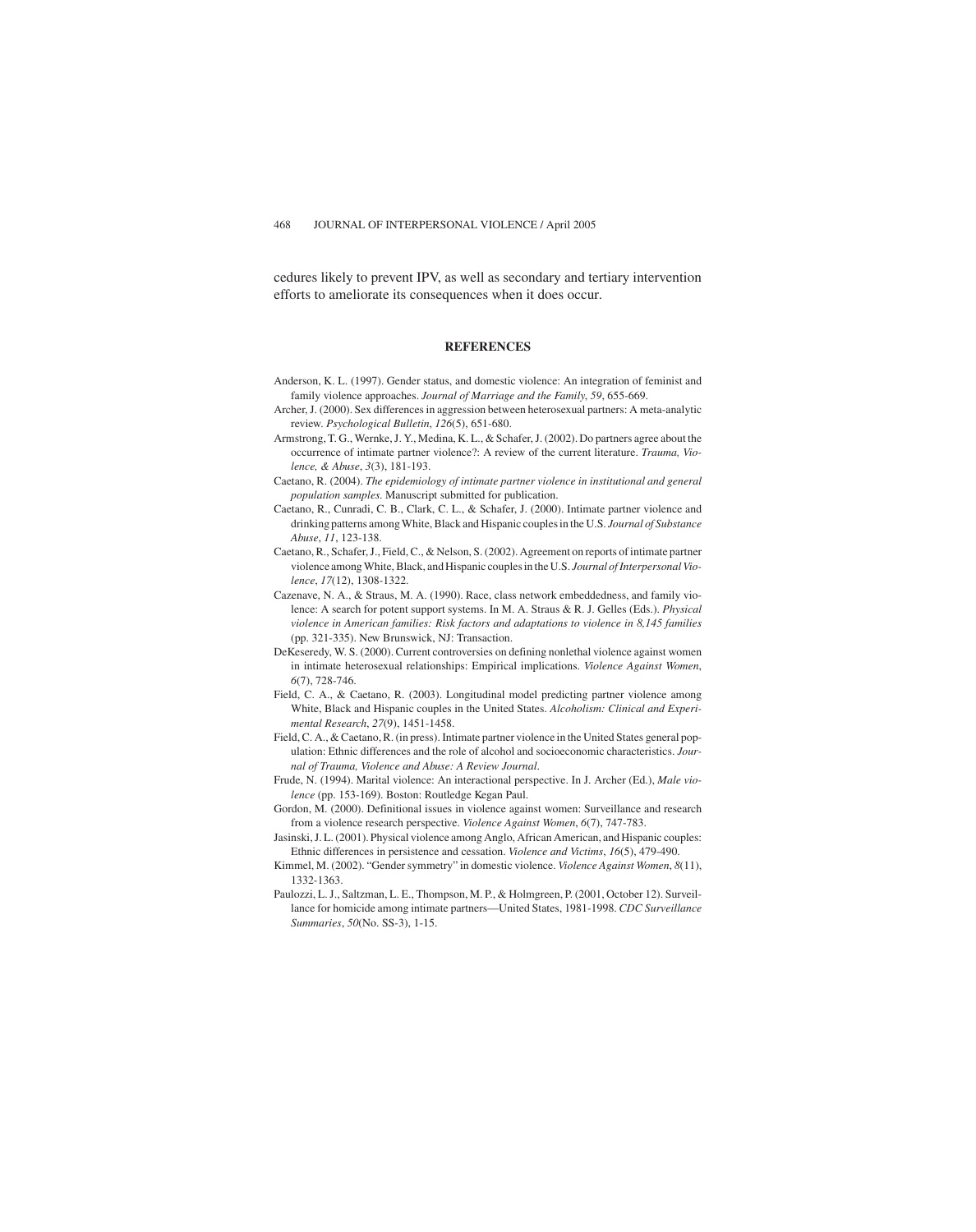cedures likely to prevent IPV, as well as secondary and tertiary intervention efforts to ameliorate its consequences when it does occur.

## REFERENCES

Anderson, K. L. (1997). Gender status, and domestic violence: An integration of feminist and family violence approaches. *Journal of Marriage and the Family*, *59*, 655-669.

Archer, J. (2000). Sex differences in aggression between heterosexual partners: A meta-analytic review. *Psychological Bulletin*, *126*(5), 651-680.

Armstrong, T. G., Wernke, J. Y., Medina, K. L., & Schafer, J. (2002). Do partners agree about the occurrence of intimate partner violence?: A review of the current literature. *Trauma, Violence, & Abuse*, *3*(3), 181-193.

Caetano, R. (2004). *The epidemiology of intimate partner violence in institutional and general population samples*. Manuscript submitted for publication.

Caetano, R., Cunradi, C. B., Clark, C. L., & Schafer, J. (2000). Intimate partner violence and drinking patterns among White, Black and Hispanic couples in the U.S. *Journal of Substance Abuse*, *11*, 123-138.

Caetano, R., Schafer, J., Field, C., & Nelson, S. (2002). Agreement on reports of intimate partner violence among White, Black, and Hispanic couples in the U.S. *Journal of Interpersonal Violence*, *17*(12), 1308-1322.

Cazenave, N. A., & Straus, M. A. (1990). Race, class network embeddedness, and family violence: A search for potent support systems. In M. A. Straus & R. J. Gelles (Eds.). *Physical violence in American families: Risk factors and adaptations to violence in 8,145 families* (pp. 321-335). New Brunswick, NJ: Transaction.

DeKeseredy, W. S. (2000). Current controversies on defining nonlethal violence against women in intimate heterosexual relationships: Empirical implications. *Violence Against Women*, *6*(7), 728-746.

Field, C. A., & Caetano, R. (2003). Longitudinal model predicting partner violence among White, Black and Hispanic couples in the United States. *Alcoholism: Clinical and Experimental Research*, *27*(9), 1451-1458.

Field, C. A., & Caetano, R. (in press). Intimate partner violence in the United States general population: Ethnic differences and the role of alcohol and socioeconomic characteristics. *Journal of Trauma, Violence and Abuse: A Review Journal*.

Frude, N. (1994). Marital violence: An interactional perspective. In J. Archer (Ed.), *Male violence* (pp. 153-169). Boston: Routledge Kegan Paul.

Gordon, M. (2000). Definitional issues in violence against women: Surveillance and research from a violence research perspective. *Violence Against Women*, *6*(7), 747-783.

Jasinski, J. L. (2001). Physical violence among Anglo, African American, and Hispanic couples: Ethnic differences in persistence and cessation. *Violence and Victims*, *16*(5), 479-490.

Kimmel, M. (2002). "Gender symmetry" in domestic violence. *Violence Against Women*, *8*(11), 1332-1363.

Paulozzi, L. J., Saltzman, L. E., Thompson, M. P., & Holmgreen, P. (2001, October 12). Surveillance for homicide among intimate partners—United States, 1981-1998. *CDC Surveillance Summaries*, *50*(No. SS-3), 1-15.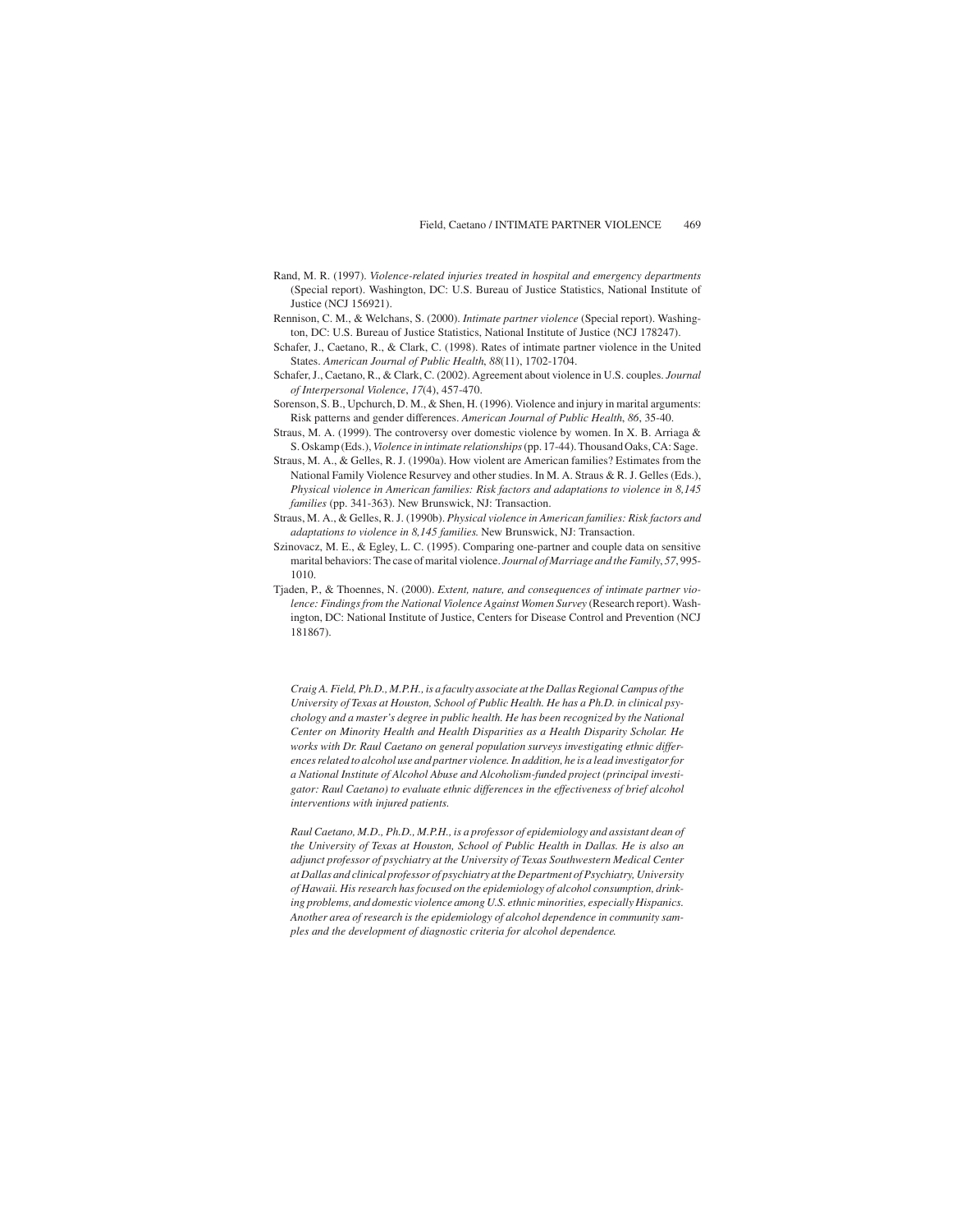Rand, M. R. (1997). *Violence-related injuries treated in hospital and emergency departments* (Special report). Washington, DC: U.S. Bureau of Justice Statistics, National Institute of Justice (NCJ 156921).

Rennison, C. M., & Welchans, S. (2000). *Intimate partner violence* (Special report). Washington, DC: U.S. Bureau of Justice Statistics, National Institute of Justice (NCJ 178247).

Schafer, J., Caetano, R., & Clark, C. (1998). Rates of intimate partner violence in the United States. *American Journal of Public Health*, *88*(11), 1702-1704.

Schafer, J., Caetano, R., & Clark, C. (2002). Agreement about violence in U.S. couples. *Journal of Interpersonal Violence*, *17*(4), 457-470.

Sorenson, S. B., Upchurch, D. M., & Shen, H. (1996). Violence and injury in marital arguments: Risk patterns and gender differences. *American Journal of Public Health*, *86*, 35-40.

Straus, M. A. (1999). The controversy over domestic violence by women. In X. B. Arriaga & S. Oskamp (Eds.), *Violence in intimate relationships* (pp. 17-44). Thousand Oaks, CA: Sage.

Straus, M. A., & Gelles, R. J. (1990a). How violent are American families? Estimates from the National Family Violence Resurvey and other studies. In M. A. Straus & R. J. Gelles (Eds.), *Physical violence in American families: Risk factors and adaptations to violence in 8,145 families* (pp. 341-363). New Brunswick, NJ: Transaction.

Straus, M. A., & Gelles, R. J. (1990b). *Physical violence in American families: Risk factors and adaptations to violence in 8,145 families.* New Brunswick, NJ: Transaction.

Szinovacz, M. E., & Egley, L. C. (1995). Comparing one-partner and couple data on sensitive marital behaviors: The case of marital violence. *Journal of Marriage and the Family*, *57*, 995-1010.

Tjaden, P., & Thoennes, N. (2000). *Extent, nature, and consequences of intimate partner violence: Findings from the National Violence Against Women Survey* (Research report). Washington, DC: National Institute of Justice, Centers for Disease Control and Prevention (NCJ 181867).

*Craig A. Field, Ph.D., M.P.H., is a faculty associate at the Dallas Regional Campus of the University of Texas at Houston, School of Public Health. He has a Ph.D. in clinical psychology and a master's degree in public health. He has been recognized by the National Center on Minority Health and Health Disparities as a Health Disparity Scholar. He works with Dr. Raul Caetano on general population surveys investigating ethnic differences related to alcohol use and partner violence. In addition, he is a lead investigator for a National Institute of Alcohol Abuse and Alcoholism-funded project (principal investigator: Raul Caetano) to evaluate ethnic differences in the effectiveness of brief alcohol interventions with injured patients.*

*Raul Caetano, M.D., Ph.D., M.P.H., is a professor of epidemiology and assistant dean of the University of Texas at Houston, School of Public Health in Dallas. He is also an adjunct professor of psychiatry at the University of Texas Southwestern Medical Center at Dallas and clinical professor of psychiatry at the Department of Psychiatry, University of Hawaii. His research has focused on the epidemiology of alcohol consumption, drinking problems, and domestic violence among U.S. ethnic minorities, especially Hispanics. Another area of research is the epidemiology of alcohol dependence in community samples and the development of diagnostic criteria for alcohol dependence.*